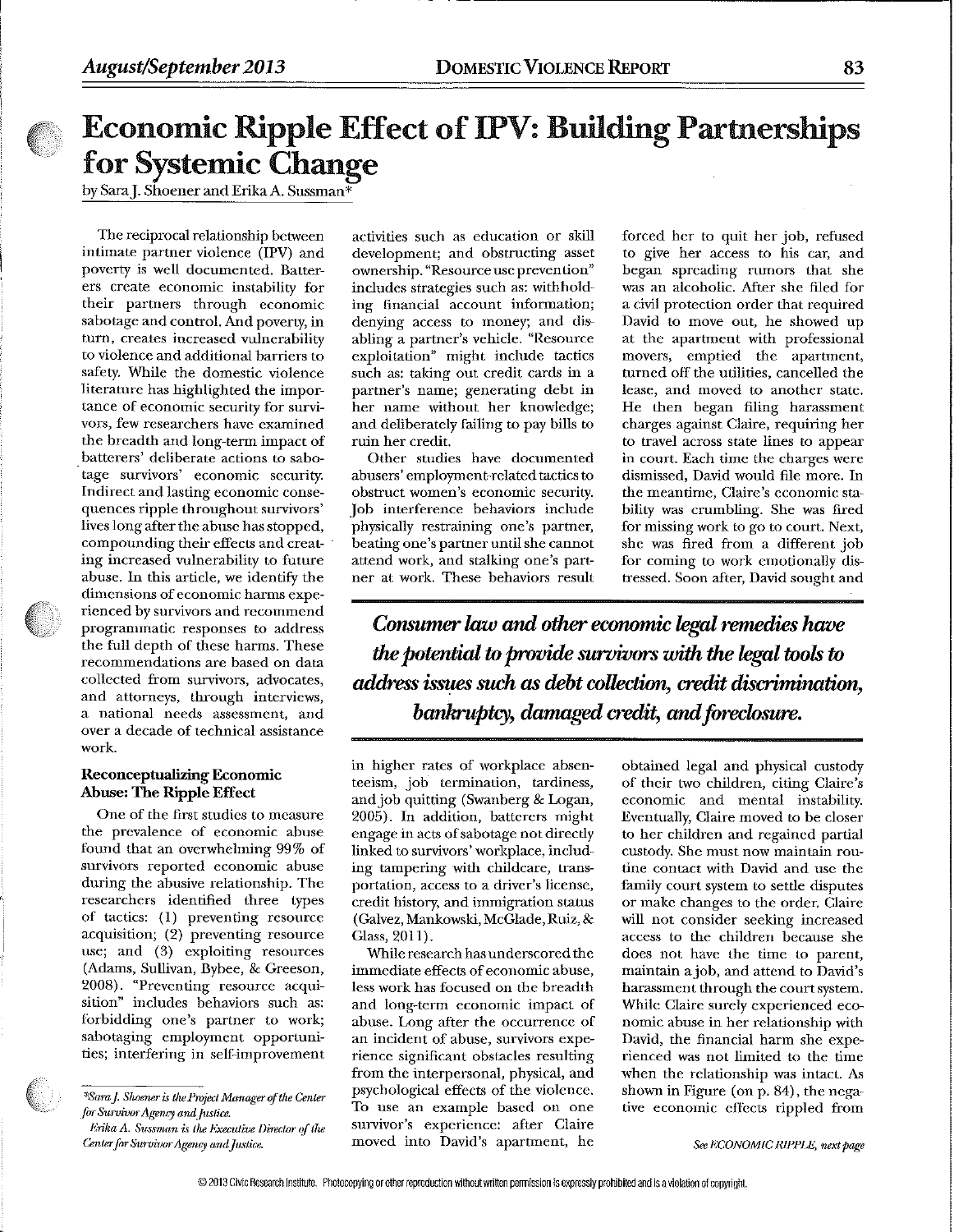# Economic Ripple Effect of IPV: Building Partnerships for Systemic Change

by Sara J. Shoener and Erika A. Sussman*

The reciprocal relationship between intimate partner violence (IPV) and poverty is well documented. Batterers create economic instability for their partners through economic sabotage and control. And poverty, in turn, creates increased vulnerability to violence and additional barriers to safety. While the domestic violence literature has highlighted the importance of economic security for survivors, few researchers have examined the breadth and long-term impact of batterers' deliberate actions to sabotage survivors' economic security. Indirect and lasting economic consequences ripple throughout survivors' lives long after the abuse has stopped, compounding their effects and creating increased vulnerability to future abuse. In this article, we identify the dimensions of economic harms experienced by survivors and recommend programmatic responses to address the full depth of these harms. These recommendations are based on data collected from survivors, advocates, and attorneys, through interviews, a national needs assessment, and over a decade of technical assistance work.

## Reconceptualizing Economic Abuse: The Ripple Effect

One of the first studies to measure the prevalence of economic abuse found that an overwhelming 99% of survivors reported economic abuse during the abusive relationship. The researchers identified three types of tactics: (1) preventing resource acquisition; (2) preventing resource use; and (3) exploiting resources (Adams, Sullivan, Bybee, & Greeson, 2008). "Preventing resource acquisition" includes behaviors such as: forbidding one's partner to work; sabotaging employment opportunities; interfering in self-improvement activities such as education or skill development; and obstructing asset ownership. "Resource use prevention" includes strategies such as: withholding financial account information; denying access to money; and disabling a partner's vehicle. "Resource exploitation" might include tactics such as: taking out credit cards in a partner's name; generating debt in her name without her knowledge; and deliberately failing to pay bills to ruin her credit.

Other studies have documented abusers' employment-related tactics to obstruct women's economic security. Job interference behaviors include physically restraining one's partner, beating one's partner until she cannot attend work, and stalking one's partner at work. These behaviors result in higher rates of workplace absenteeism, job termination, tardiness, and job quitting (Swanberg & Logan, 2005). In addition, batterers might engage in acts of sabotage not directly linked to survivors' workplace, including tampering with childcare, transportation, access to a driver's license, credit history, and immigration status (Galvez, Mankowski, McGlade, Ruiz, & Glass, 2011).

While research has underscored the immediate effects of economic abuse, less work has focused on the breadth and long-term economic impact of abuse. Long after the occurrence of an incident of abuse, survivors experience significant obstacles resulting from the interpersonal, physical, and psychological effects of the violence. To use an example based on one survivor's experience: after Claire moved into David's apartment, he forced her to quit her job, refused to give her access to his car, and began spreading rumors that she was an alcoholic. After she filed for a civil protection order that required David to move out, he showed up at the apartment with professional movers, emptied the apartment, turned off the utilities, cancelled the lease, and moved to another state. He then began filing harassment charges against Claire, requiring her to travel across state lines to appear in court. Each time the charges were dismissed, David would file more. In the meantime, Claire's economic stability was crumbling. She was fired for missing work to go to court. Next, she was fired from a different job for coming to work emotionally distressed. Soon after, David sought and obtained legal and physical custody of their two children, citing Claire's economic and mental instability. Eventually, Claire moved to be closer to her children and regained partial custody. She must now maintain routine contact with David and use the family court system to settle disputes or make changes to the order. Claire will not consider seeking increased access to the children because she does not have the time to parent, maintain a job, and attend to David's harassment through the court system. While Claire surely experienced economic abuse in her relationship with David, the financial harm she experienced was not limited to the time when the relationship was intact. As shown in Figure (on p. 84), the negative economic effects rippled from

*See ECONOMIC RIPPLE, next page*

***Consumer law and other economic legal remedies have the potential to provide survivors with the legal tools to address issues such as debt collection, credit discrimination, bankruptcy, damaged credit, and foreclosure.***

---

*Sara J. Shoener is the Project Manager of the Center for Survivor Agency and Justice.

Erika A. Sussman is the Executive Director of the Center for Survivor Agency and Justice.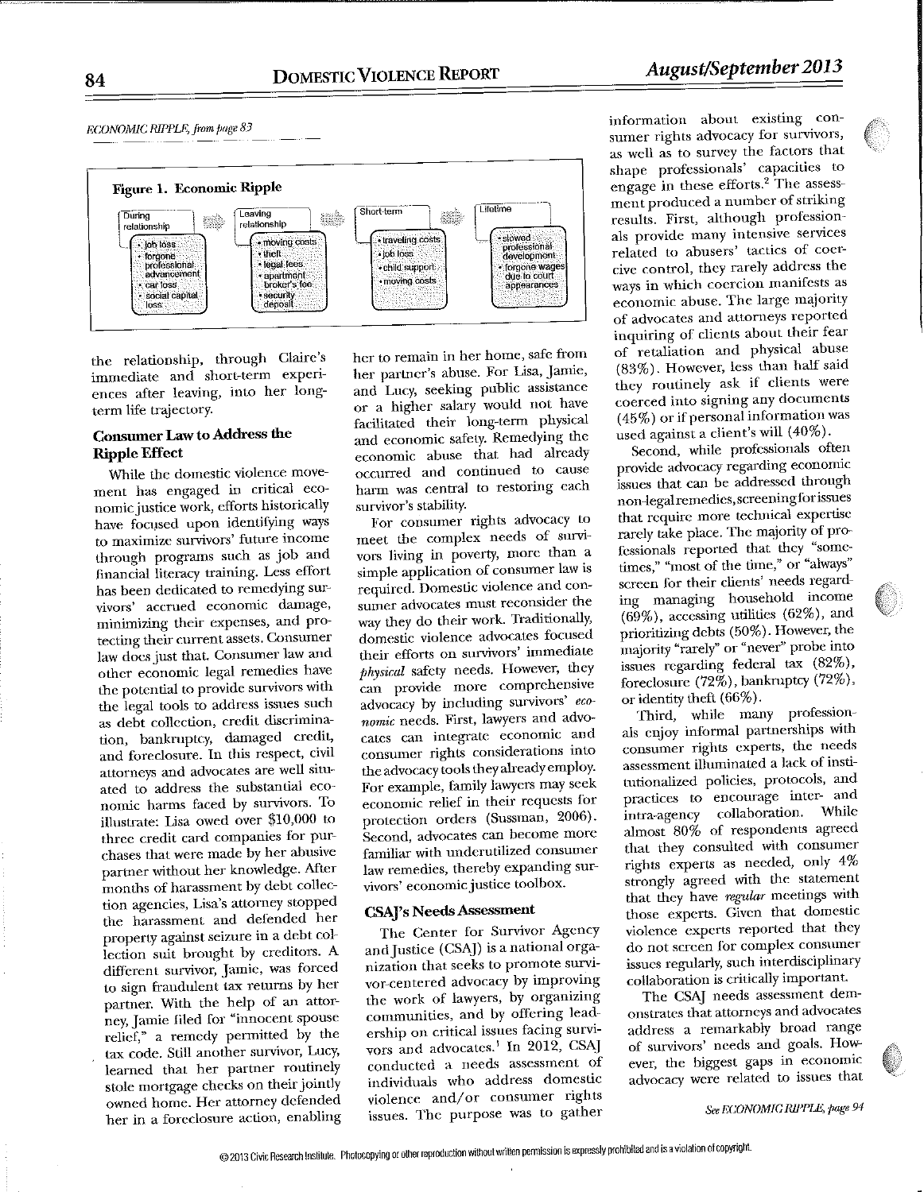*ECONOMIC RIPPLE, from page 83*

**Figure 1. Economic Ripple**

| During relationship | Leaving relationship | Short-term | Lifetime |
|---|---|---|---|
| • job loss<br>• forgone professional advancement<br>• car loss<br>• social capital loss | • moving costs<br>• theft<br>• legal fees<br>• apartment broker's fee<br>• security deposit | • traveling costs<br>• job loss<br>• child support<br>• moving costs | • slowed professional development<br>• forgone wages due to court appearances |

the relationship, through Claire's immediate and short-term experiences after leaving, into her long-term life trajectory.

## Consumer Law to Address the Ripple Effect

While the domestic violence movement has engaged in critical economic justice work, efforts historically have focused upon identifying ways to maximize survivors' future income through programs such as job and financial literacy training. Less effort has been dedicated to remedying survivors' accrued economic damage, minimizing their expenses, and protecting their current assets. Consumer law does just that. Consumer law and other economic legal remedies have the potential to provide survivors with the legal tools to address issues such as debt collection, credit discrimination, bankruptcy, damaged credit, and foreclosure. In this respect, civil attorneys and advocates are well situated to address the substantial economic harms faced by survivors. To illustrate: Lisa owed over $10,000 to three credit card companies for purchases that were made by her abusive partner without her knowledge. After months of harassment by debt collection agencies, Lisa's attorney stopped the harassment and defended her property against seizure in a debt collection suit brought by creditors. A different survivor, Jamie, was forced to sign fraudulent tax returns by her partner. With the help of an attorney, Jamie filed for "innocent spouse relief," a remedy permitted by the tax code. Still another survivor, Lucy, learned that her partner routinely stole mortgage checks on their jointly owned home. Her attorney defended her in a foreclosure action, enabling her to remain in her home, safe from her partner's abuse. For Lisa, Jamie, and Lucy, seeking public assistance or a higher salary would not have facilitated their long-term physical and economic safety. Remedying the economic abuse that had already occurred and continued to cause harm was central to restoring each survivor's stability.

For consumer rights advocacy to meet the complex needs of survivors living in poverty, more than a simple application of consumer law is required. Domestic violence and consumer advocates must reconsider the way they do their work. Traditionally, domestic violence advocates focused their efforts on survivors' immediate *physical* safety needs. However, they can provide more comprehensive advocacy by including survivors' *economic* needs. First, lawyers and advocates can integrate economic and consumer rights considerations into the advocacy tools they already employ. For example, family lawyers may seek economic relief in their requests for protection orders (Sussman, 2006). Second, advocates can become more familiar with underutilized consumer law remedies, thereby expanding survivors' economic justice toolbox.

## CSAJ's Needs Assessment

The Center for Survivor Agency and Justice (CSAJ) is a national organization that seeks to promote survivor-centered advocacy by improving the work of lawyers, by organizing communities, and by offering leadership on critical issues facing survivors and advocates.[1] In 2012, CSAJ conducted a needs assessment of individuals who address domestic violence and/or consumer rights issues. The purpose was to gather information about existing consumer rights advocacy for survivors, as well as to survey the factors that shape professionals' capacities to engage in these efforts.[2] The assessment produced a number of striking results. First, although professionals provide many intensive services related to abusers' tactics of coercive control, they rarely address the ways in which coercion manifests as economic abuse. The large majority of advocates and attorneys reported inquiring of clients about their fear of retaliation and physical abuse (83%). However, less than half said they routinely ask if clients were coerced into signing any documents (45%) or if personal information was used against a client's will (40%).

Second, while professionals often provide advocacy regarding economic issues that can be addressed through non-legal remedies, screening for issues that require more technical expertise rarely take place. The majority of professionals reported that they "sometimes," "most of the time," or "always" screen for their clients' needs regarding managing household income (69%), accessing utilities (62%), and prioritizing debts (50%). However, the majority "rarely" or "never" probe into issues regarding federal tax (82%), foreclosure (72%), bankruptcy (72%), or identity theft (66%).

Third, while many professionals enjoy informal partnerships with consumer rights experts, the needs assessment illuminated a lack of institutionalized policies, protocols, and practices to encourage inter- and intra-agency collaboration. While almost 80% of respondents agreed that they consulted with consumer rights experts as needed, only 4% strongly agreed with the statement that they have *regular* meetings with those experts. Given that domestic violence experts reported that they do not screen for complex consumer issues regularly, such interdisciplinary collaboration is critically important.

The CSAJ needs assessment demonstrates that attorneys and advocates address a remarkably broad range of survivors' needs and goals. However, the biggest gaps in economic advocacy were related to issues that

*See ECONOMIC RIPPLE, page 94*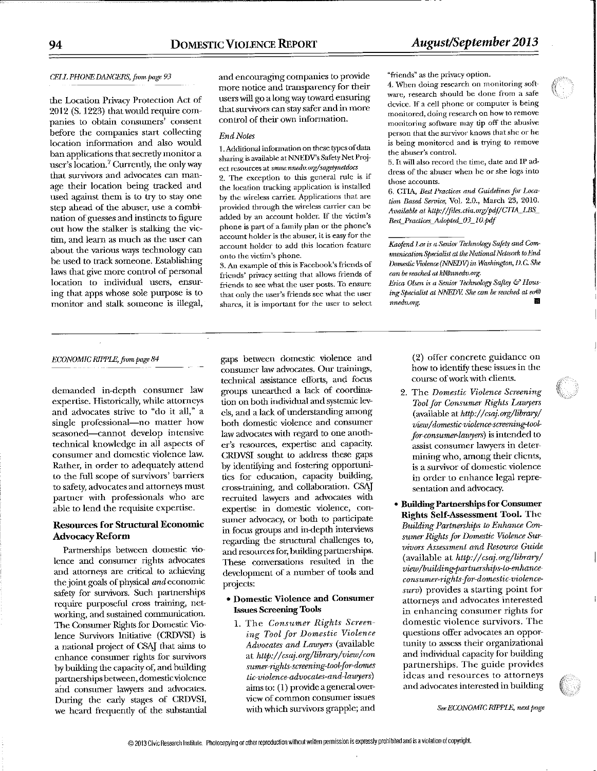*CELL PHONE DANGERS, from page 93*

the Location Privacy Protection Act of 2012 (S. 1223) that would require companies to obtain consumers' consent before the companies start collecting location information and also would ban applications that secretly monitor a user's location.[7] Currently, the only way that survivors and advocates can manage their location being tracked and used against them is to try to stay one step ahead of the abuser, use a combination of guesses and instincts to figure out how the stalker is stalking the victim, and learn as much as the user can about the various ways technology can be used to track someone. Establishing laws that give more control of personal location to individual users, ensuring that apps whose sole purpose is to monitor and stalk someone is illegal, and encouraging companies to provide more notice and transparency for their users will go a long way toward ensuring that survivors can stay safer and in more control of their own information.

*End Notes*

1. Additional information on these types of data sharing is available at NNEDV's Safety Net Project resources at *www.nnedv.org/safetynetdocs*
2. The exception to this general rule is if the location tracking application is installed by the wireless carrier. Applications that are provided through the wireless carrier can be added by an account holder. If the victim's phone is part of a family plan or the phone's account holder is the abuser, it is easy for the account holder to add this location feature onto the victim's phone.
3. An example of this is Facebook's friends of friends' privacy setting that allows friends of friends to see what the user posts. To ensure that only the user's friends see what the user shares, it is important for the user to select "friends" as the privacy option.
4. When doing research on monitoring software, research should be done from a safe device. If a cell phone or computer is being monitored, doing research on how to remove monitoring software may tip off the abusive person that the survivor knows that she or he is being monitored and is trying to remove the abuser's control.
5. It will also record the time, date and IP address of the abuser when he or she logs into those accounts.
6. CTIA, *Best Practices and Guidelines for Location Based Service*, Vol. 2.0., March 23, 2010. *Available at http://files.ctia.org/pdf/CTIA_LBS_Best_Practices_Adopted_03_10.pdf*

*Kaofend Lee is a Senior Technology Safety and Communication Specialist at the National Network to End Domestic Violence (NNEDV) in Washington, D.C. She can be reached at kl@nnedv.org.*

*Erica Olsen is a Senior Technology Saftey & Housing Specialist at NNEDV. She can be reached at eo@nnedv.org.*

---

*ECONOMIC RIPPLE, from page 84*

demanded in-depth consumer law expertise. Historically, while attorneys and advocates strive to "do it all," a single professional—no matter how seasoned—cannot develop intensive technical knowledge in all aspects of consumer and domestic violence law. Rather, in order to adequately attend to the full scope of survivors' barriers to safety, advocates and attorneys must partner with professionals who are able to lend the requisite expertise.

## Resources for Structural Economic Advocacy Reform

Partnerships between domestic violence and consumer rights advocates and attorneys are critical to achieving the joint goals of physical *and* economic safety for survivors. Such partnerships require purposeful cross training, networking, and sustained communication. The Consumer Rights for Domestic Violence Survivors Initiative (CRDVSI) is a national project of CSAJ that aims to enhance consumer rights for survivors by building the capacity of, and building partnerships between, domestic violence and consumer lawyers and advocates. During the early stages of CRDVSI, we heard frequently of the substantial gaps between domestic violence and consumer law advocates. Our trainings, technical assistance efforts, and focus groups unearthed a lack of coordination on both individual and systemic levels, and a lack of understanding among both domestic violence and consumer law advocates with regard to one another's resources, expertise and capacity. CRDVSI sought to address these gaps by identifying and fostering opportunities for education, capacity building, cross-training, and collaboration. CSAJ recruited lawyers and advocates with expertise in domestic violence, consumer advocacy, or both to participate in focus groups and in-depth interviews regarding the structural challenges to, and resources for, building partnerships. These conversations resulted in the development of a number of tools and projects:

- **Domestic Violence and Consumer Issues Screening Tools**
  1. The *Consumer Rights Screening Tool for Domestic Violence Advocates and Lawyers* (available at *http://csaj.org/library/view/consumer-rights-screening-tool-for-domestic-violence-advocates-and-lawyers*) aims to: (1) provide a general overview of common consumer issues with which survivors grapple; and (2) offer concrete guidance on how to identify these issues in the course of work with clients.
  2. The *Domestic Violence Screening Tool for Consumer Rights Lawyers* (available at *http://csaj.org/library/view/domestic-violence-screening-tool-for-consumer-lawyers*) is intended to assist consumer lawyers in determining who, among their clients, is a survivor of domestic violence in order to enhance legal representation and advocacy.
- **Building Partnerships for Consumer Rights Self-Assessment Tool.** The *Building Partnerships to Enhance Consumer Rights for Domestic Violence Survivors Assessment and Resource Guide* (available at *http://csaj.org/library/view/building-partnerships-to-enhance-consumer-rights-for-domestic-violence-surv*) provides a starting point for attorneys and advocates interested in enhancing consumer rights for domestic violence survivors. The questions offer advocates an opportunity to assess their organizational and individual capacity for building partnerships. The guide provides ideas and resources to attorneys and advocates interested in building

*See ECONOMIC RIPPLE, next page*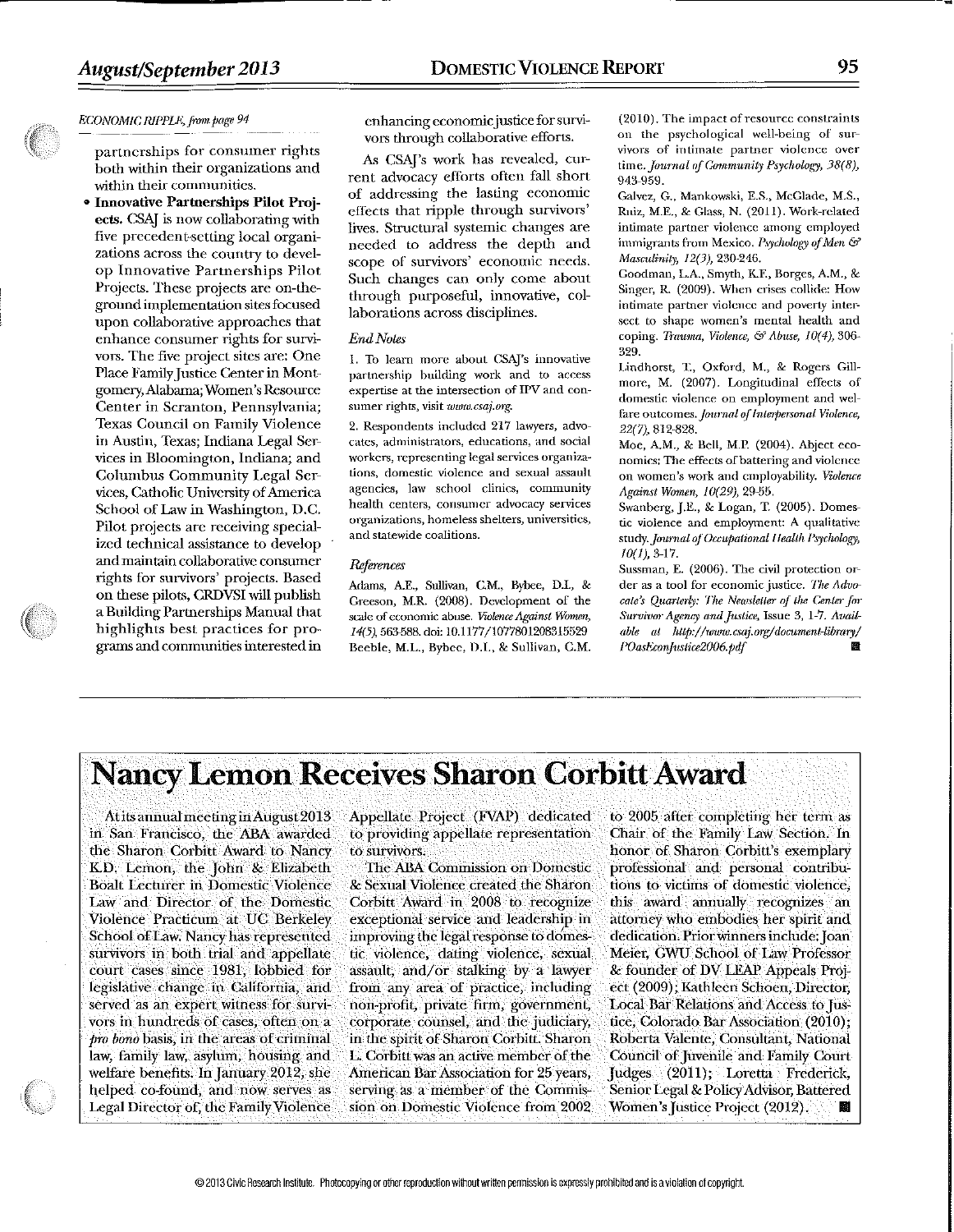*ECONOMIC RIPPLE, from page 94*

partnerships for consumer rights both within their organizations and within their communities.

- **Innovative Partnerships Pilot Projects.** CSAJ is now collaborating with five precedent-setting local organizations across the country to develop Innovative Partnerships Pilot Projects. These projects are on-the-ground implementation sites focused upon collaborative approaches that enhance consumer rights for survivors. The five project sites are: One Place Family Justice Center in Montgomery, Alabama; Women's Resource Center in Scranton, Pennsylvania; Texas Council on Family Violence in Austin, Texas; Indiana Legal Services in Bloomington, Indiana; and Columbus Community Legal Services, Catholic University of America School of Law in Washington, D.C. Pilot projects are receiving specialized technical assistance to develop and maintain collaborative consumer rights for survivors' projects. Based on these pilots, CRDVSI will publish a Building Partnerships Manual that highlights best practices for programs and communities interested in enhancing economic justice for survivors through collaborative efforts.

As CSAJ's work has revealed, current advocacy efforts often fall short of addressing the lasting economic effects that ripple through survivors' lives. Structural systemic changes are needed to address the depth and scope of survivors' economic needs. Such changes can only come about through purposeful, innovative, collaborations across disciplines.

*End Notes*

1. To learn more about CSAJ's innovative partnership building work and to access expertise at the intersection of IPV and consumer rights, visit *www.csaj.org*.

2. Respondents included 217 lawyers, advocates, administrators, educations, and social workers, representing legal services organizations, domestic violence and sexual assault agencies, law school clinics, community health centers, consumer advocacy services organizations, homeless shelters, universities, and statewide coalitions.

*References*

Adams, A.E., Sullivan, C.M., Bybee, D.I., & Greeson, M.R. (2008). Development of the scale of economic abuse. *Violence Against Women, 14(5)*, 563-588. doi: 10.1177/1077801208315529

Beeble, M.L., Bybee, D.I., & Sullivan, C.M. (2010). The impact of resource constraints on the psychological well-being of survivors of intimate partner violence over time. *Journal of Community Psychology, 38(8)*, 943-959.

Galvez, G., Mankowski, E.S., McGlade, M.S., Ruiz, M.E., & Glass, N. (2011). Work-related intimate partner violence among employed immigrants from Mexico. *Psychology of Men & Masculinity, 12(3)*, 230-246.

Goodman, L.A., Smyth, K.F., Borges, A.M., & Singer, R. (2009). When crises collide: How intimate partner violence and poverty intersect to shape women's mental health and coping. *Trauma, Violence, & Abuse, 10(4)*, 306-329.

Lindhorst, T., Oxford, M., & Rogers Gillmore, M. (2007). Longitudinal effects of domestic violence on employment and welfare outcomes. *Journal of Interpersonal Violence, 22(7)*, 812-828.

Moe, A.M., & Bell, M.P. (2004). Abject economics: The effects of battering and violence on women's work and employability. *Violence Against Women, 10(29)*, 29-55.

Swanberg, J.E., & Logan, T. (2005). Domestic violence and employment: A qualitative study. *Journal of Occupational Health Psychology, 10(1)*, 3-17.

Sussman, E. (2006). The civil protection order as a tool for economic justice. *The Advocate's Quarterly: The Newsletter of the Center for Survivor Agency and Justice*, Issue 3, 1-7. *Available at http://www.csaj.org/document-library/POasEconJustice2006.pdf*

# Nancy Lemon Receives Sharon Corbitt Award

At its annual meeting in August 2013 in San Francisco, the ABA awarded the Sharon Corbitt Award to Nancy K.D. Lemon, the John & Elizabeth Boalt Lecturer in Domestic Violence Law and Director of the Domestic Violence Practicum at UC Berkeley School of Law. Nancy has represented survivors in both trial and appellate court cases since 1981, lobbied for legislative change in California, and served as an expert witness for survivors in hundreds of cases, often on a *pro bono* basis, in the areas of criminal law, family law, asylum, housing and welfare benefits. In January 2012, she helped co-found, and now serves as Legal Director of, the Family Violence Appellate Project (FVAP) dedicated to providing appellate representation to survivors.

The ABA Commission on Domestic & Sexual Violence created the Sharon Corbitt Award in 2008 to recognize exceptional service and leadership in improving the legal response to domestic violence, dating violence, sexual assault, and/or stalking by a lawyer from any area of practice, including non-profit, private firm, government, corporate counsel, and the judiciary, in the spirit of Sharon Corbitt. Sharon L. Corbitt was an active member of the American Bar Association for 25 years, serving as a member of the Commission on Domestic Violence from 2002 to 2005 after completing her term as Chair of the Family Law Section. In honor of Sharon Corbitt's exemplary professional and personal contributions to victims of domestic violence, this award annually recognizes an attorney who embodies her spirit and dedication. Prior winners include: Joan Meier, GWU School of Law Professor & founder of DV LEAP Appeals Project (2009); Kathleen Schoen, Director, Local Bar Relations and Access to Justice, Colorado Bar Association (2010); Roberta Valente, Consultant, National Council of Juvenile and Family Court Judges (2011); Loretta Frederick, Senior Legal & Policy Advisor, Battered Women's Justice Project (2012).

© 2013 Civic Research Institute. Photocopying or other reproduction without written permission is expressly prohibited and is a violation of copyright.